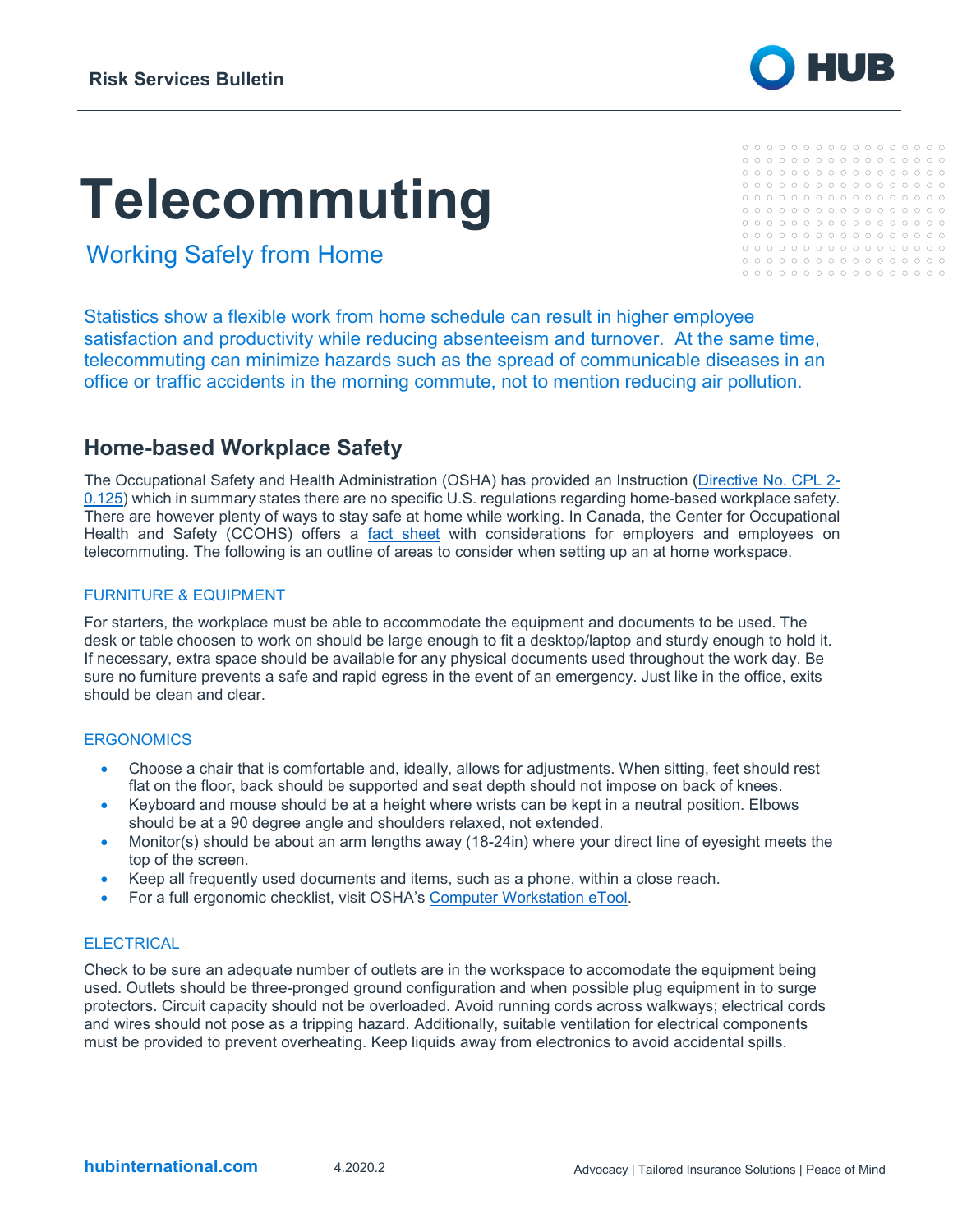Risk Services Bulletin

# Telecommuting

## Working Safely from Home

Statistics show a flexible work from home schedule can result in higher employee satisfaction and productivity while reducing absenteeism and turnover. At the same time, telecommuting can minimize hazards such as the spread of communicable diseases in an office or traffic accidents in the morning commute, not to mention reducing air pollution.

## Home-based Workplace Safety

The Occupational Safety and Health Administration (OSHA) has provided an Instruction (Directive No. CPL 2-0.125) which in summary states there are no specific U.S. regulations regarding home-based workplace safety. There are however plenty of ways to stay safe at home while working. In Canada, the Center for Occupational Health and Safety (CCOHS) offers a fact sheet with considerations for employers and employees on telecommuting. The following is an outline of areas to consider when setting up an at home workspace.

### FURNITURE & EQUIPMENT

For starters, the workplace must be able to accommodate the equipment and documents to be used. The desk or table choosen to work on should be large enough to fit a desktop/laptop and sturdy enough to hold it. If necessary, extra space should be available for any physical documents used throughout the work day. Be sure no furniture prevents a safe and rapid egress in the event of an emergency. Just like in the office, exits should be clean and clear.

### ERGONOMICS

- Choose a chair that is comfortable and, ideally, allows for adjustments. When sitting, feet should rest flat on the floor, back should be supported and seat depth should not impose on back of knees.
- Keyboard and mouse should be at a height where wrists can be kept in a neutral position. Elbows should be at a 90 degree angle and shoulders relaxed, not extended.
- Monitor(s) should be about an arm lengths away (18-24in) where your direct line of eyesight meets the top of the screen.
- Keep all frequently used documents and items, such as a phone, within a close reach.
- For a full ergonomic checklist, visit OSHA's Computer Workstation eTool.

### ELECTRICAL

Check to be sure an adequate number of outlets are in the workspace to accomodate the equipment being used. Outlets should be three-pronged ground configuration and when possible plug equipment in to surge protectors. Circuit capacity should not be overloaded. Avoid running cords across walkways; electrical cords and wires should not pose as a tripping hazard. Additionally, suitable ventilation for electrical components must be provided to prevent overheating. Keep liquids away from electronics to avoid accidental spills.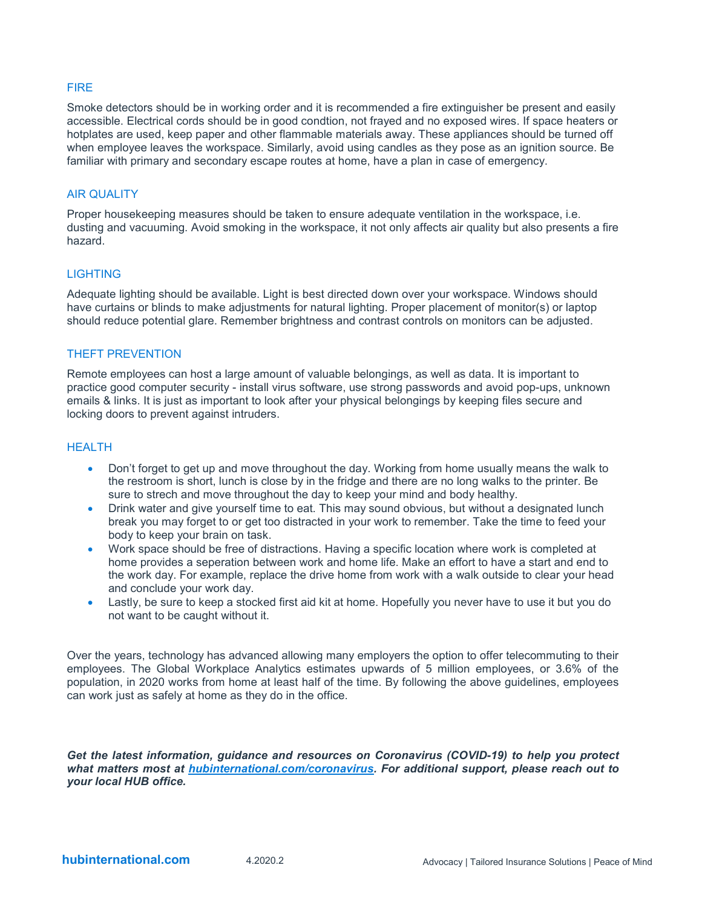## FIRE

Smoke detectors should be in working order and it is recommended a fire extinguisher be present and easily accessible. Electrical cords should be in good condtion, not frayed and no exposed wires. If space heaters or hotplates are used, keep paper and other flammable materials away. These appliances should be turned off when employee leaves the workspace. Similarly, avoid using candles as they pose as an ignition source. Be familiar with primary and secondary escape routes at home, have a plan in case of emergency.

## AIR QUALITY

Proper housekeeping measures should be taken to ensure adequate ventilation in the workspace, i.e. dusting and vacuuming. Avoid smoking in the workspace, it not only affects air quality but also presents a fire hazard.

## LIGHTING

Adequate lighting should be available. Light is best directed down over your workspace. Windows should have curtains or blinds to make adjustments for natural lighting. Proper placement of monitor(s) or laptop should reduce potential glare. Remember brightness and contrast controls on monitors can be adjusted.

## THEFT PREVENTION

Remote employees can host a large amount of valuable belongings, as well as data. It is important to practice good computer security - install virus software, use strong passwords and avoid pop-ups, unknown emails & links. It is just as important to look after your physical belongings by keeping files secure and locking doors to prevent against intruders.

## HEALTH

- Don't forget to get up and move throughout the day. Working from home usually means the walk to the restroom is short, lunch is close by in the fridge and there are no long walks to the printer. Be sure to strech and move throughout the day to keep your mind and body healthy.
- Drink water and give yourself time to eat. This may sound obvious, but without a designated lunch break you may forget to or get too distracted in your work to remember. Take the time to feed your body to keep your brain on task.
- Work space should be free of distractions. Having a specific location where work is completed at home provides a seperation between work and home life. Make an effort to have a start and end to the work day. For example, replace the drive home from work with a walk outside to clear your head and conclude your work day.
- Lastly, be sure to keep a stocked first aid kit at home. Hopefully you never have to use it but you do not want to be caught without it.

Over the years, technology has advanced allowing many employers the option to offer telecommuting to their employees. The Global Workplace Analytics estimates upwards of 5 million employees, or 3.6% of the population, in 2020 works from home at least half of the time. By following the above guidelines, employees can work just as safely at home as they do in the office.

***Get the latest information, guidance and resources on Coronavirus (COVID-19) to help you protect what matters most at [hubinternational.com/coronavirus](hubinternational.com/coronavirus). For additional support, please reach out to your local HUB office.***

**hubinternational.com** 4.2020.2 Advocacy | Tailored Insurance Solutions | Peace of Mind